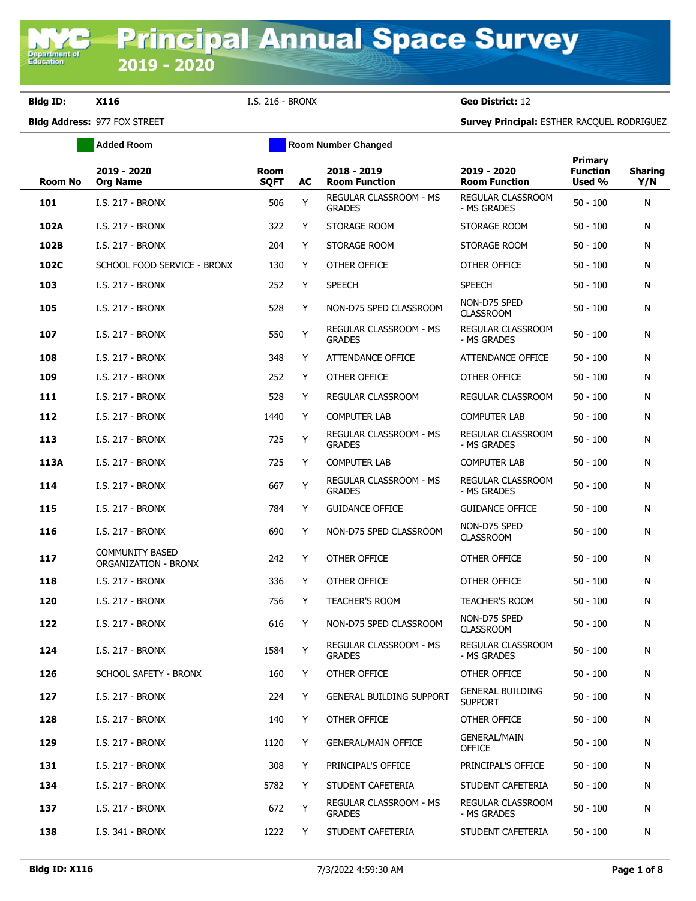# Principal Annual Space Survey 2019 - 2020

**Bldg ID:** X116 I.S. 216 - BRONX **Geo District:** 12

**Bldg Address:** 977 FOX STREET **Survey Principal:** ESTHER RACQUEL RODRIGUEZ

Added Room | Room Number Changed

| Room No | 2019 - 2020 Org Name | Room SQFT | AC | 2018 - 2019 Room Function | 2019 - 2020 Room Function | Primary Function Used % | Sharing Y/N |
|---|---|---|---|---|---|---|---|
| 101 | I.S. 217 - BRONX | 506 | Y | REGULAR CLASSROOM - MS GRADES | REGULAR CLASSROOM - MS GRADES | 50 - 100 | N |
| 102A | I.S. 217 - BRONX | 322 | Y | STORAGE ROOM | STORAGE ROOM | 50 - 100 | N |
| 102B | I.S. 217 - BRONX | 204 | Y | STORAGE ROOM | STORAGE ROOM | 50 - 100 | N |
| 102C | SCHOOL FOOD SERVICE - BRONX | 130 | Y | OTHER OFFICE | OTHER OFFICE | 50 - 100 | N |
| 103 | I.S. 217 - BRONX | 252 | Y | SPEECH | SPEECH | 50 - 100 | N |
| 105 | I.S. 217 - BRONX | 528 | Y | NON-D75 SPED CLASSROOM | NON-D75 SPED CLASSROOM | 50 - 100 | N |
| 107 | I.S. 217 - BRONX | 550 | Y | REGULAR CLASSROOM - MS GRADES | REGULAR CLASSROOM - MS GRADES | 50 - 100 | N |
| 108 | I.S. 217 - BRONX | 348 | Y | ATTENDANCE OFFICE | ATTENDANCE OFFICE | 50 - 100 | N |
| 109 | I.S. 217 - BRONX | 252 | Y | OTHER OFFICE | OTHER OFFICE | 50 - 100 | N |
| 111 | I.S. 217 - BRONX | 528 | Y | REGULAR CLASSROOM | REGULAR CLASSROOM | 50 - 100 | N |
| 112 | I.S. 217 - BRONX | 1440 | Y | COMPUTER LAB | COMPUTER LAB | 50 - 100 | N |
| 113 | I.S. 217 - BRONX | 725 | Y | REGULAR CLASSROOM - MS GRADES | REGULAR CLASSROOM - MS GRADES | 50 - 100 | N |
| 113A | I.S. 217 - BRONX | 725 | Y | COMPUTER LAB | COMPUTER LAB | 50 - 100 | N |
| 114 | I.S. 217 - BRONX | 667 | Y | REGULAR CLASSROOM - MS GRADES | REGULAR CLASSROOM - MS GRADES | 50 - 100 | N |
| 115 | I.S. 217 - BRONX | 784 | Y | GUIDANCE OFFICE | GUIDANCE OFFICE | 50 - 100 | N |
| 116 | I.S. 217 - BRONX | 690 | Y | NON-D75 SPED CLASSROOM | NON-D75 SPED CLASSROOM | 50 - 100 | N |
| 117 | COMMUNITY BASED ORGANIZATION - BRONX | 242 | Y | OTHER OFFICE | OTHER OFFICE | 50 - 100 | N |
| 118 | I.S. 217 - BRONX | 336 | Y | OTHER OFFICE | OTHER OFFICE | 50 - 100 | N |
| 120 | I.S. 217 - BRONX | 756 | Y | TEACHER'S ROOM | TEACHER'S ROOM | 50 - 100 | N |
| 122 | I.S. 217 - BRONX | 616 | Y | NON-D75 SPED CLASSROOM | NON-D75 SPED CLASSROOM | 50 - 100 | N |
| 124 | I.S. 217 - BRONX | 1584 | Y | REGULAR CLASSROOM - MS GRADES | REGULAR CLASSROOM - MS GRADES | 50 - 100 | N |
| 126 | SCHOOL SAFETY - BRONX | 160 | Y | OTHER OFFICE | OTHER OFFICE | 50 - 100 | N |
| 127 | I.S. 217 - BRONX | 224 | Y | GENERAL BUILDING SUPPORT | GENERAL BUILDING SUPPORT | 50 - 100 | N |
| 128 | I.S. 217 - BRONX | 140 | Y | OTHER OFFICE | OTHER OFFICE | 50 - 100 | N |
| 129 | I.S. 217 - BRONX | 1120 | Y | GENERAL/MAIN OFFICE | GENERAL/MAIN OFFICE | 50 - 100 | N |
| 131 | I.S. 217 - BRONX | 308 | Y | PRINCIPAL'S OFFICE | PRINCIPAL'S OFFICE | 50 - 100 | N |
| 134 | I.S. 217 - BRONX | 5782 | Y | STUDENT CAFETERIA | STUDENT CAFETERIA | 50 - 100 | N |
| 137 | I.S. 217 - BRONX | 672 | Y | REGULAR CLASSROOM - MS GRADES | REGULAR CLASSROOM - MS GRADES | 50 - 100 | N |
| 138 | I.S. 341 - BRONX | 1222 | Y | STUDENT CAFETERIA | STUDENT CAFETERIA | 50 - 100 | N |

Bldg ID: X116 7/3/2022 4:59:30 AM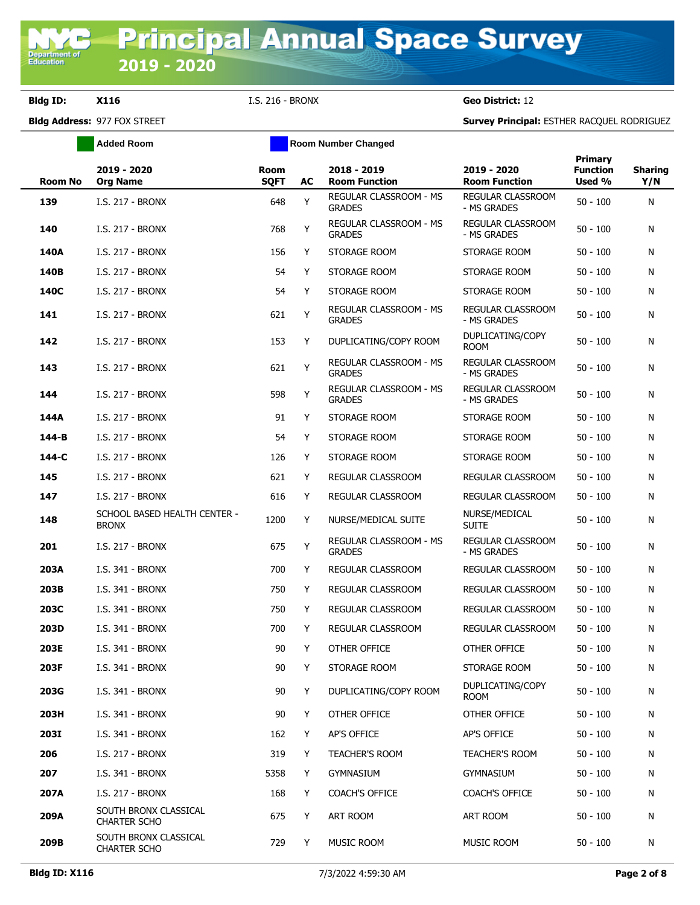# Principal Annual Space Survey 2019 - 2020

**Bldg ID:** X116 I.S. 216 - BRONX **Geo District:** 12

**Bldg Address:** 977 FOX STREET **Survey Principal:** ESTHER RACQUEL RODRIGUEZ

Added Room | Room Number Changed

| Room No | 2019 - 2020 Org Name | Room SQFT | AC | 2018 - 2019 Room Function | 2019 - 2020 Room Function | Primary Function Used % | Sharing Y/N |
|---|---|---|---|---|---|---|---|
| 139 | I.S. 217 - BRONX | 648 | Y | REGULAR CLASSROOM - MS GRADES | REGULAR CLASSROOM - MS GRADES | 50 - 100 | N |
| 140 | I.S. 217 - BRONX | 768 | Y | REGULAR CLASSROOM - MS GRADES | REGULAR CLASSROOM - MS GRADES | 50 - 100 | N |
| 140A | I.S. 217 - BRONX | 156 | Y | STORAGE ROOM | STORAGE ROOM | 50 - 100 | N |
| 140B | I.S. 217 - BRONX | 54 | Y | STORAGE ROOM | STORAGE ROOM | 50 - 100 | N |
| 140C | I.S. 217 - BRONX | 54 | Y | STORAGE ROOM | STORAGE ROOM | 50 - 100 | N |
| 141 | I.S. 217 - BRONX | 621 | Y | REGULAR CLASSROOM - MS GRADES | REGULAR CLASSROOM - MS GRADES | 50 - 100 | N |
| 142 | I.S. 217 - BRONX | 153 | Y | DUPLICATING/COPY ROOM | DUPLICATING/COPY ROOM | 50 - 100 | N |
| 143 | I.S. 217 - BRONX | 621 | Y | REGULAR CLASSROOM - MS GRADES | REGULAR CLASSROOM - MS GRADES | 50 - 100 | N |
| 144 | I.S. 217 - BRONX | 598 | Y | REGULAR CLASSROOM - MS GRADES | REGULAR CLASSROOM - MS GRADES | 50 - 100 | N |
| 144A | I.S. 217 - BRONX | 91 | Y | STORAGE ROOM | STORAGE ROOM | 50 - 100 | N |
| 144-B | I.S. 217 - BRONX | 54 | Y | STORAGE ROOM | STORAGE ROOM | 50 - 100 | N |
| 144-C | I.S. 217 - BRONX | 126 | Y | STORAGE ROOM | STORAGE ROOM | 50 - 100 | N |
| 145 | I.S. 217 - BRONX | 621 | Y | REGULAR CLASSROOM | REGULAR CLASSROOM | 50 - 100 | N |
| 147 | I.S. 217 - BRONX | 616 | Y | REGULAR CLASSROOM | REGULAR CLASSROOM | 50 - 100 | N |
| 148 | SCHOOL BASED HEALTH CENTER - BRONX | 1200 | Y | NURSE/MEDICAL SUITE | NURSE/MEDICAL SUITE | 50 - 100 | N |
| 201 | I.S. 217 - BRONX | 675 | Y | REGULAR CLASSROOM - MS GRADES | REGULAR CLASSROOM - MS GRADES | 50 - 100 | N |
| 203A | I.S. 341 - BRONX | 700 | Y | REGULAR CLASSROOM | REGULAR CLASSROOM | 50 - 100 | N |
| 203B | I.S. 341 - BRONX | 750 | Y | REGULAR CLASSROOM | REGULAR CLASSROOM | 50 - 100 | N |
| 203C | I.S. 341 - BRONX | 750 | Y | REGULAR CLASSROOM | REGULAR CLASSROOM | 50 - 100 | N |
| 203D | I.S. 341 - BRONX | 700 | Y | REGULAR CLASSROOM | REGULAR CLASSROOM | 50 - 100 | N |
| 203E | I.S. 341 - BRONX | 90 | Y | OTHER OFFICE | OTHER OFFICE | 50 - 100 | N |
| 203F | I.S. 341 - BRONX | 90 | Y | STORAGE ROOM | STORAGE ROOM | 50 - 100 | N |
| 203G | I.S. 341 - BRONX | 90 | Y | DUPLICATING/COPY ROOM | DUPLICATING/COPY ROOM | 50 - 100 | N |
| 203H | I.S. 341 - BRONX | 90 | Y | OTHER OFFICE | OTHER OFFICE | 50 - 100 | N |
| 203I | I.S. 341 - BRONX | 162 | Y | AP'S OFFICE | AP'S OFFICE | 50 - 100 | N |
| 206 | I.S. 217 - BRONX | 319 | Y | TEACHER'S ROOM | TEACHER'S ROOM | 50 - 100 | N |
| 207 | I.S. 341 - BRONX | 5358 | Y | GYMNASIUM | GYMNASIUM | 50 - 100 | N |
| 207A | I.S. 217 - BRONX | 168 | Y | COACH'S OFFICE | COACH'S OFFICE | 50 - 100 | N |
| 209A | SOUTH BRONX CLASSICAL CHARTER SCHO | 675 | Y | ART ROOM | ART ROOM | 50 - 100 | N |
| 209B | SOUTH BRONX CLASSICAL CHARTER SCHO | 729 | Y | MUSIC ROOM | MUSIC ROOM | 50 - 100 | N |

**Bldg ID: X116** 7/3/2022 4:59:30 AM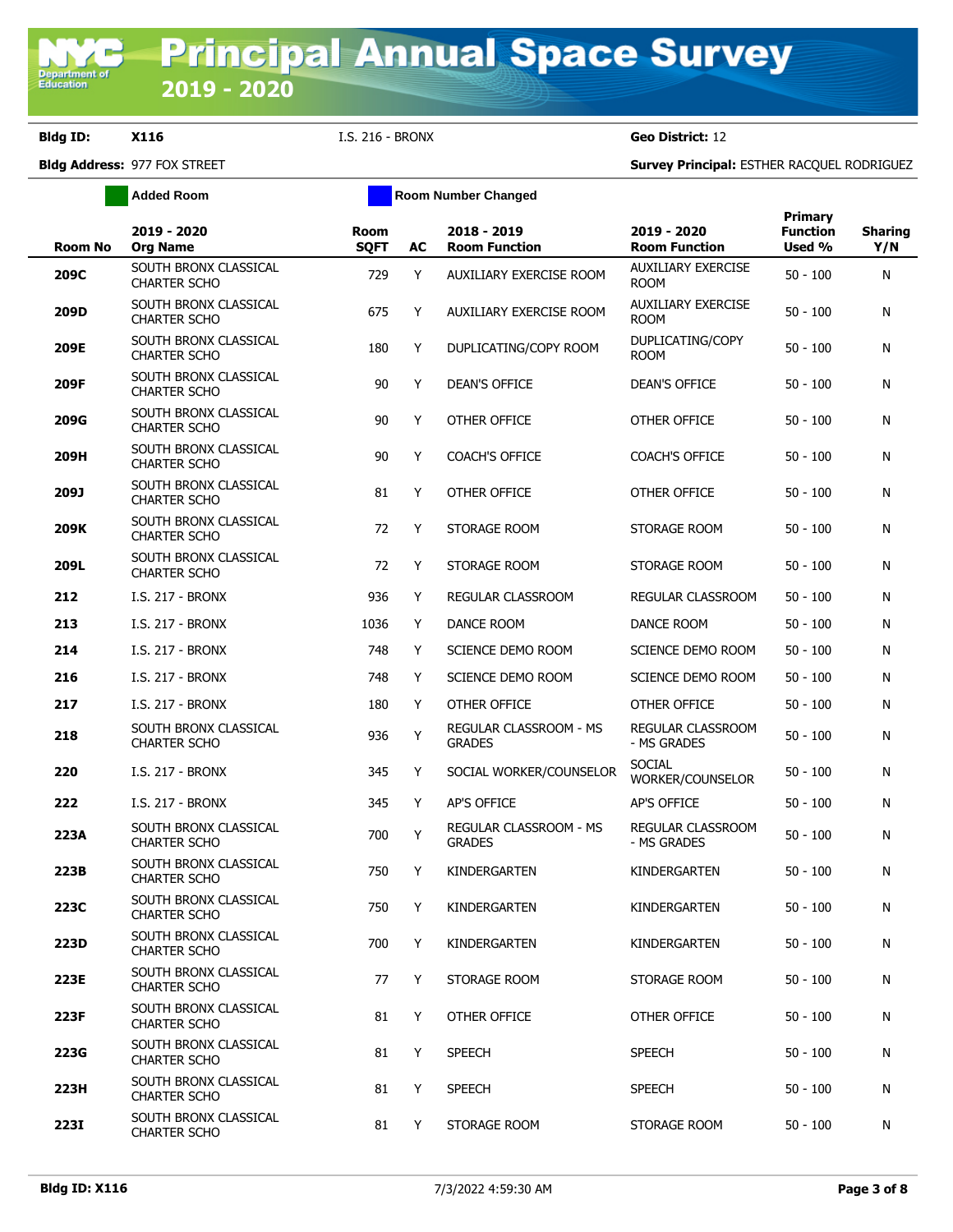# Principal Annual Space Survey 2019 - 2020

**Bldg ID:** X116 I.S. 216 - BRONX **Geo District:** 12

**Bldg Address:** 977 FOX STREET **Survey Principal:** ESTHER RACQUEL RODRIGUEZ

Added Room | Room Number Changed

| Room No | 2019 - 2020 Org Name | Room SQFT | AC | 2018 - 2019 Room Function | 2019 - 2020 Room Function | Primary Function Used % | Sharing Y/N |
|---|---|---|---|---|---|---|---|
| 209C | SOUTH BRONX CLASSICAL CHARTER SCHO | 729 | Y | AUXILIARY EXERCISE ROOM | AUXILIARY EXERCISE ROOM | 50 - 100 | N |
| 209D | SOUTH BRONX CLASSICAL CHARTER SCHO | 675 | Y | AUXILIARY EXERCISE ROOM | AUXILIARY EXERCISE ROOM | 50 - 100 | N |
| 209E | SOUTH BRONX CLASSICAL CHARTER SCHO | 180 | Y | DUPLICATING/COPY ROOM | DUPLICATING/COPY ROOM | 50 - 100 | N |
| 209F | SOUTH BRONX CLASSICAL CHARTER SCHO | 90 | Y | DEAN'S OFFICE | DEAN'S OFFICE | 50 - 100 | N |
| 209G | SOUTH BRONX CLASSICAL CHARTER SCHO | 90 | Y | OTHER OFFICE | OTHER OFFICE | 50 - 100 | N |
| 209H | SOUTH BRONX CLASSICAL CHARTER SCHO | 90 | Y | COACH'S OFFICE | COACH'S OFFICE | 50 - 100 | N |
| 209J | SOUTH BRONX CLASSICAL CHARTER SCHO | 81 | Y | OTHER OFFICE | OTHER OFFICE | 50 - 100 | N |
| 209K | SOUTH BRONX CLASSICAL CHARTER SCHO | 72 | Y | STORAGE ROOM | STORAGE ROOM | 50 - 100 | N |
| 209L | SOUTH BRONX CLASSICAL CHARTER SCHO | 72 | Y | STORAGE ROOM | STORAGE ROOM | 50 - 100 | N |
| 212 | I.S. 217 - BRONX | 936 | Y | REGULAR CLASSROOM | REGULAR CLASSROOM | 50 - 100 | N |
| 213 | I.S. 217 - BRONX | 1036 | Y | DANCE ROOM | DANCE ROOM | 50 - 100 | N |
| 214 | I.S. 217 - BRONX | 748 | Y | SCIENCE DEMO ROOM | SCIENCE DEMO ROOM | 50 - 100 | N |
| 216 | I.S. 217 - BRONX | 748 | Y | SCIENCE DEMO ROOM | SCIENCE DEMO ROOM | 50 - 100 | N |
| 217 | I.S. 217 - BRONX | 180 | Y | OTHER OFFICE | OTHER OFFICE | 50 - 100 | N |
| 218 | SOUTH BRONX CLASSICAL CHARTER SCHO | 936 | Y | REGULAR CLASSROOM - MS GRADES | REGULAR CLASSROOM - MS GRADES | 50 - 100 | N |
| 220 | I.S. 217 - BRONX | 345 | Y | SOCIAL WORKER/COUNSELOR | SOCIAL WORKER/COUNSELOR | 50 - 100 | N |
| 222 | I.S. 217 - BRONX | 345 | Y | AP'S OFFICE | AP'S OFFICE | 50 - 100 | N |
| 223A | SOUTH BRONX CLASSICAL CHARTER SCHO | 700 | Y | REGULAR CLASSROOM - MS GRADES | REGULAR CLASSROOM - MS GRADES | 50 - 100 | N |
| 223B | SOUTH BRONX CLASSICAL CHARTER SCHO | 750 | Y | KINDERGARTEN | KINDERGARTEN | 50 - 100 | N |
| 223C | SOUTH BRONX CLASSICAL CHARTER SCHO | 750 | Y | KINDERGARTEN | KINDERGARTEN | 50 - 100 | N |
| 223D | SOUTH BRONX CLASSICAL CHARTER SCHO | 700 | Y | KINDERGARTEN | KINDERGARTEN | 50 - 100 | N |
| 223E | SOUTH BRONX CLASSICAL CHARTER SCHO | 77 | Y | STORAGE ROOM | STORAGE ROOM | 50 - 100 | N |
| 223F | SOUTH BRONX CLASSICAL CHARTER SCHO | 81 | Y | OTHER OFFICE | OTHER OFFICE | 50 - 100 | N |
| 223G | SOUTH BRONX CLASSICAL CHARTER SCHO | 81 | Y | SPEECH | SPEECH | 50 - 100 | N |
| 223H | SOUTH BRONX CLASSICAL CHARTER SCHO | 81 | Y | SPEECH | SPEECH | 50 - 100 | N |
| 223I | SOUTH BRONX CLASSICAL CHARTER SCHO | 81 | Y | STORAGE ROOM | STORAGE ROOM | 50 - 100 | N |

7/3/2022 4:59:30 AM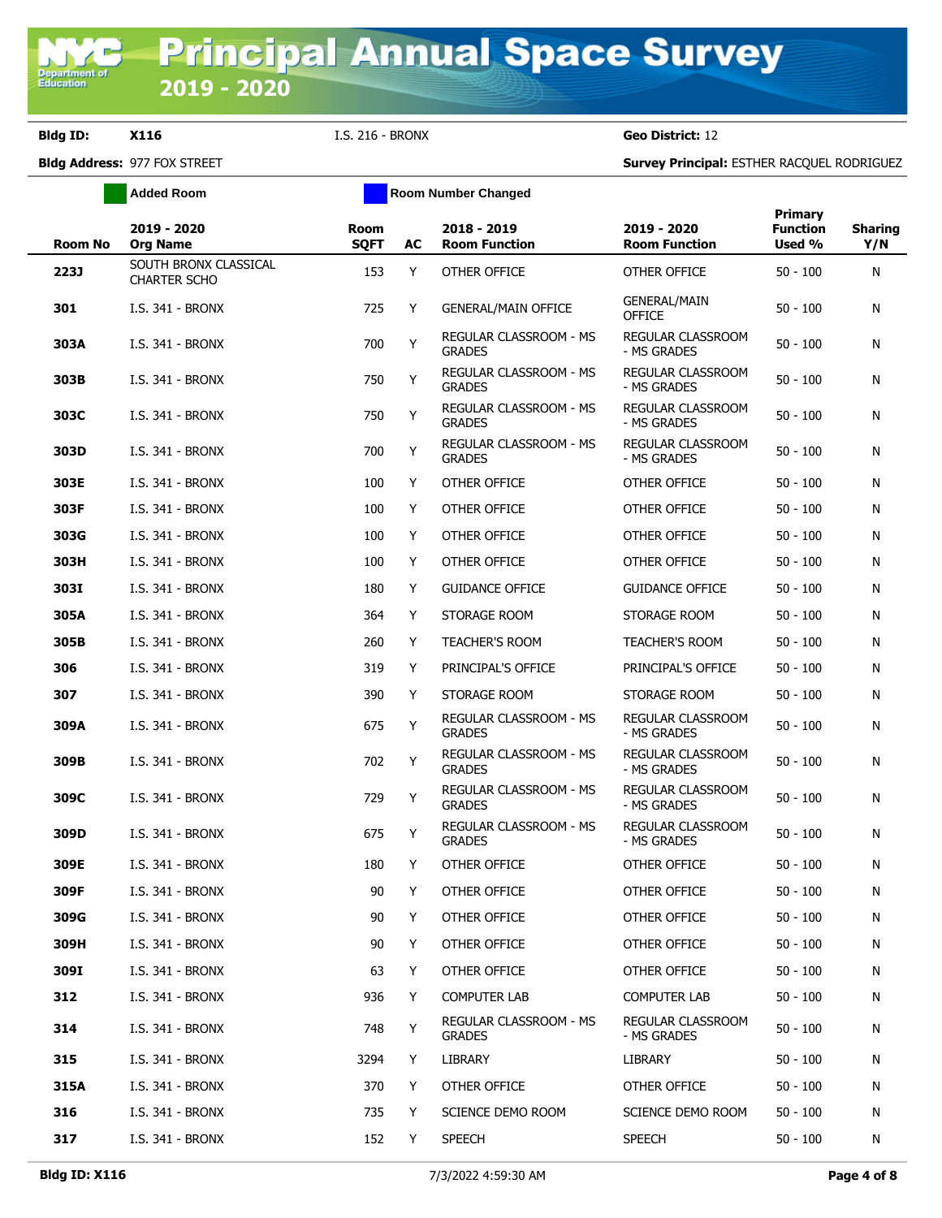# Principal Annual Space Survey 2019 - 2020

**Bldg ID:** X116 &nbsp;&nbsp; I.S. 216 - BRONX &nbsp;&nbsp; **Geo District:** 12

**Bldg Address:** 977 FOX STREET &nbsp;&nbsp; **Survey Principal:** ESTHER RACQUEL RODRIGUEZ

Added Room &nbsp;&nbsp; Room Number Changed

| Room No | 2019 - 2020 Org Name | Room SQFT | AC | 2018 - 2019 Room Function | 2019 - 2020 Room Function | Primary Function Used % | Sharing Y/N |
|---|---|---|---|---|---|---|---|
| 223J | SOUTH BRONX CLASSICAL CHARTER SCHO | 153 | Y | OTHER OFFICE | OTHER OFFICE | 50 - 100 | N |
| 301 | I.S. 341 - BRONX | 725 | Y | GENERAL/MAIN OFFICE | GENERAL/MAIN OFFICE | 50 - 100 | N |
| 303A | I.S. 341 - BRONX | 700 | Y | REGULAR CLASSROOM - MS GRADES | REGULAR CLASSROOM - MS GRADES | 50 - 100 | N |
| 303B | I.S. 341 - BRONX | 750 | Y | REGULAR CLASSROOM - MS GRADES | REGULAR CLASSROOM - MS GRADES | 50 - 100 | N |
| 303C | I.S. 341 - BRONX | 750 | Y | REGULAR CLASSROOM - MS GRADES | REGULAR CLASSROOM - MS GRADES | 50 - 100 | N |
| 303D | I.S. 341 - BRONX | 700 | Y | REGULAR CLASSROOM - MS GRADES | REGULAR CLASSROOM - MS GRADES | 50 - 100 | N |
| 303E | I.S. 341 - BRONX | 100 | Y | OTHER OFFICE | OTHER OFFICE | 50 - 100 | N |
| 303F | I.S. 341 - BRONX | 100 | Y | OTHER OFFICE | OTHER OFFICE | 50 - 100 | N |
| 303G | I.S. 341 - BRONX | 100 | Y | OTHER OFFICE | OTHER OFFICE | 50 - 100 | N |
| 303H | I.S. 341 - BRONX | 100 | Y | OTHER OFFICE | OTHER OFFICE | 50 - 100 | N |
| 303I | I.S. 341 - BRONX | 180 | Y | GUIDANCE OFFICE | GUIDANCE OFFICE | 50 - 100 | N |
| 305A | I.S. 341 - BRONX | 364 | Y | STORAGE ROOM | STORAGE ROOM | 50 - 100 | N |
| 305B | I.S. 341 - BRONX | 260 | Y | TEACHER'S ROOM | TEACHER'S ROOM | 50 - 100 | N |
| 306 | I.S. 341 - BRONX | 319 | Y | PRINCIPAL'S OFFICE | PRINCIPAL'S OFFICE | 50 - 100 | N |
| 307 | I.S. 341 - BRONX | 390 | Y | STORAGE ROOM | STORAGE ROOM | 50 - 100 | N |
| 309A | I.S. 341 - BRONX | 675 | Y | REGULAR CLASSROOM - MS GRADES | REGULAR CLASSROOM - MS GRADES | 50 - 100 | N |
| 309B | I.S. 341 - BRONX | 702 | Y | REGULAR CLASSROOM - MS GRADES | REGULAR CLASSROOM - MS GRADES | 50 - 100 | N |
| 309C | I.S. 341 - BRONX | 729 | Y | REGULAR CLASSROOM - MS GRADES | REGULAR CLASSROOM - MS GRADES | 50 - 100 | N |
| 309D | I.S. 341 - BRONX | 675 | Y | REGULAR CLASSROOM - MS GRADES | REGULAR CLASSROOM - MS GRADES | 50 - 100 | N |
| 309E | I.S. 341 - BRONX | 180 | Y | OTHER OFFICE | OTHER OFFICE | 50 - 100 | N |
| 309F | I.S. 341 - BRONX | 90 | Y | OTHER OFFICE | OTHER OFFICE | 50 - 100 | N |
| 309G | I.S. 341 - BRONX | 90 | Y | OTHER OFFICE | OTHER OFFICE | 50 - 100 | N |
| 309H | I.S. 341 - BRONX | 90 | Y | OTHER OFFICE | OTHER OFFICE | 50 - 100 | N |
| 309I | I.S. 341 - BRONX | 63 | Y | OTHER OFFICE | OTHER OFFICE | 50 - 100 | N |
| 312 | I.S. 341 - BRONX | 936 | Y | COMPUTER LAB | COMPUTER LAB | 50 - 100 | N |
| 314 | I.S. 341 - BRONX | 748 | Y | REGULAR CLASSROOM - MS GRADES | REGULAR CLASSROOM - MS GRADES | 50 - 100 | N |
| 315 | I.S. 341 - BRONX | 3294 | Y | LIBRARY | LIBRARY | 50 - 100 | N |
| 315A | I.S. 341 - BRONX | 370 | Y | OTHER OFFICE | OTHER OFFICE | 50 - 100 | N |
| 316 | I.S. 341 - BRONX | 735 | Y | SCIENCE DEMO ROOM | SCIENCE DEMO ROOM | 50 - 100 | N |
| 317 | I.S. 341 - BRONX | 152 | Y | SPEECH | SPEECH | 50 - 100 | N |

**Bldg ID: X116** &nbsp;&nbsp; 7/3/2022 4:59:30 AM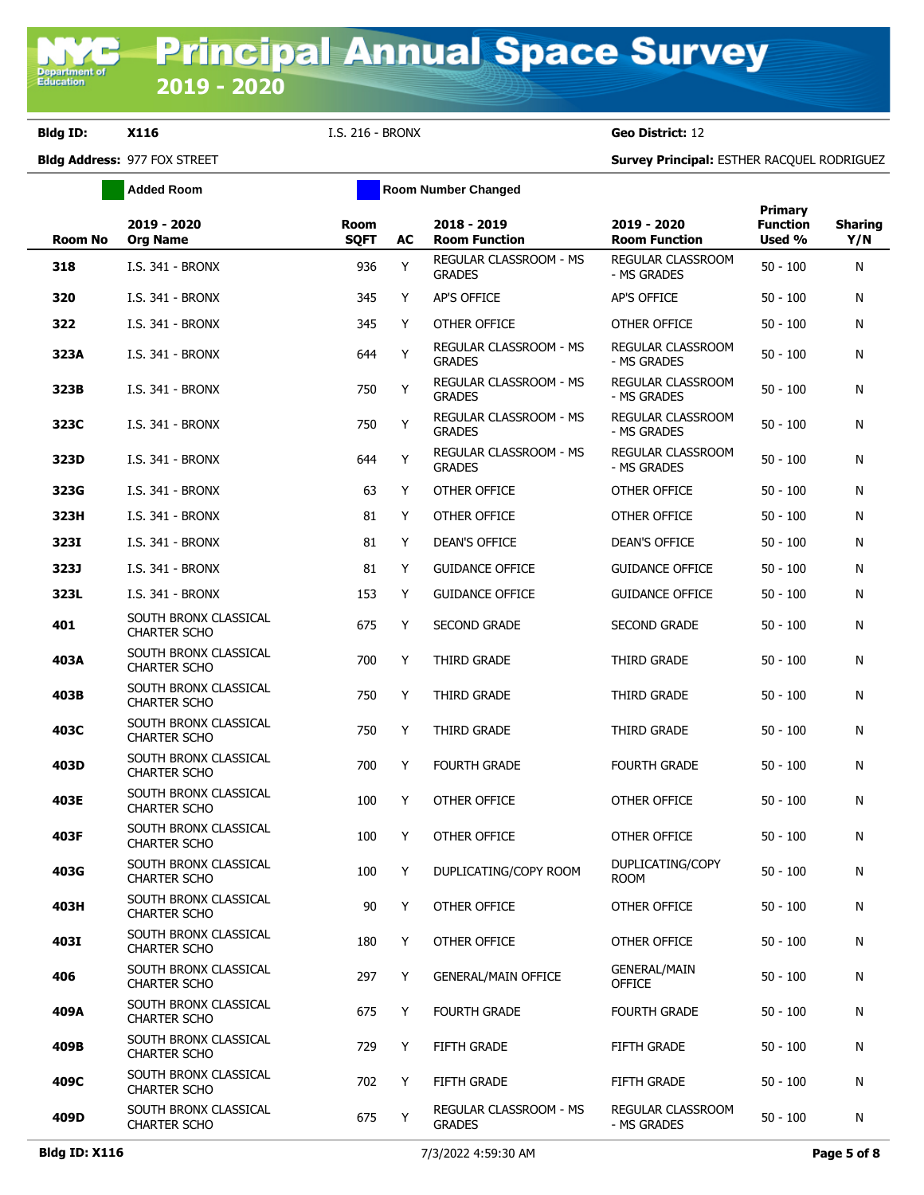# Principal Annual Space Survey 2019 - 2020

**Bldg ID:** **X116** I.S. 216 - BRONX **Geo District:** 12

**Bldg Address:** 977 FOX STREET **Survey Principal:** ESTHER RACQUEL RODRIGUEZ

Added Room | Room Number Changed

| Room No | 2019 - 2020 Org Name | Room SQFT | AC | 2018 - 2019 Room Function | 2019 - 2020 Room Function | Primary Function Used % | Sharing Y/N |
|---|---|---|---|---|---|---|---|
| 318 | I.S. 341 - BRONX | 936 | Y | REGULAR CLASSROOM - MS GRADES | REGULAR CLASSROOM - MS GRADES | 50 - 100 | N |
| 320 | I.S. 341 - BRONX | 345 | Y | AP'S OFFICE | AP'S OFFICE | 50 - 100 | N |
| 322 | I.S. 341 - BRONX | 345 | Y | OTHER OFFICE | OTHER OFFICE | 50 - 100 | N |
| 323A | I.S. 341 - BRONX | 644 | Y | REGULAR CLASSROOM - MS GRADES | REGULAR CLASSROOM - MS GRADES | 50 - 100 | N |
| 323B | I.S. 341 - BRONX | 750 | Y | REGULAR CLASSROOM - MS GRADES | REGULAR CLASSROOM - MS GRADES | 50 - 100 | N |
| 323C | I.S. 341 - BRONX | 750 | Y | REGULAR CLASSROOM - MS GRADES | REGULAR CLASSROOM - MS GRADES | 50 - 100 | N |
| 323D | I.S. 341 - BRONX | 644 | Y | REGULAR CLASSROOM - MS GRADES | REGULAR CLASSROOM - MS GRADES | 50 - 100 | N |
| 323G | I.S. 341 - BRONX | 63 | Y | OTHER OFFICE | OTHER OFFICE | 50 - 100 | N |
| 323H | I.S. 341 - BRONX | 81 | Y | OTHER OFFICE | OTHER OFFICE | 50 - 100 | N |
| 323I | I.S. 341 - BRONX | 81 | Y | DEAN'S OFFICE | DEAN'S OFFICE | 50 - 100 | N |
| 323J | I.S. 341 - BRONX | 81 | Y | GUIDANCE OFFICE | GUIDANCE OFFICE | 50 - 100 | N |
| 323L | I.S. 341 - BRONX | 153 | Y | GUIDANCE OFFICE | GUIDANCE OFFICE | 50 - 100 | N |
| 401 | SOUTH BRONX CLASSICAL CHARTER SCHO | 675 | Y | SECOND GRADE | SECOND GRADE | 50 - 100 | N |
| 403A | SOUTH BRONX CLASSICAL CHARTER SCHO | 700 | Y | THIRD GRADE | THIRD GRADE | 50 - 100 | N |
| 403B | SOUTH BRONX CLASSICAL CHARTER SCHO | 750 | Y | THIRD GRADE | THIRD GRADE | 50 - 100 | N |
| 403C | SOUTH BRONX CLASSICAL CHARTER SCHO | 750 | Y | THIRD GRADE | THIRD GRADE | 50 - 100 | N |
| 403D | SOUTH BRONX CLASSICAL CHARTER SCHO | 700 | Y | FOURTH GRADE | FOURTH GRADE | 50 - 100 | N |
| 403E | SOUTH BRONX CLASSICAL CHARTER SCHO | 100 | Y | OTHER OFFICE | OTHER OFFICE | 50 - 100 | N |
| 403F | SOUTH BRONX CLASSICAL CHARTER SCHO | 100 | Y | OTHER OFFICE | OTHER OFFICE | 50 - 100 | N |
| 403G | SOUTH BRONX CLASSICAL CHARTER SCHO | 100 | Y | DUPLICATING/COPY ROOM | DUPLICATING/COPY ROOM | 50 - 100 | N |
| 403H | SOUTH BRONX CLASSICAL CHARTER SCHO | 90 | Y | OTHER OFFICE | OTHER OFFICE | 50 - 100 | N |
| 403I | SOUTH BRONX CLASSICAL CHARTER SCHO | 180 | Y | OTHER OFFICE | OTHER OFFICE | 50 - 100 | N |
| 406 | SOUTH BRONX CLASSICAL CHARTER SCHO | 297 | Y | GENERAL/MAIN OFFICE | GENERAL/MAIN OFFICE | 50 - 100 | N |
| 409A | SOUTH BRONX CLASSICAL CHARTER SCHO | 675 | Y | FOURTH GRADE | FOURTH GRADE | 50 - 100 | N |
| 409B | SOUTH BRONX CLASSICAL CHARTER SCHO | 729 | Y | FIFTH GRADE | FIFTH GRADE | 50 - 100 | N |
| 409C | SOUTH BRONX CLASSICAL CHARTER SCHO | 702 | Y | FIFTH GRADE | FIFTH GRADE | 50 - 100 | N |
| 409D | SOUTH BRONX CLASSICAL CHARTER SCHO | 675 | Y | REGULAR CLASSROOM - MS GRADES | REGULAR CLASSROOM - MS GRADES | 50 - 100 | N |

7/3/2022 4:59:30 AM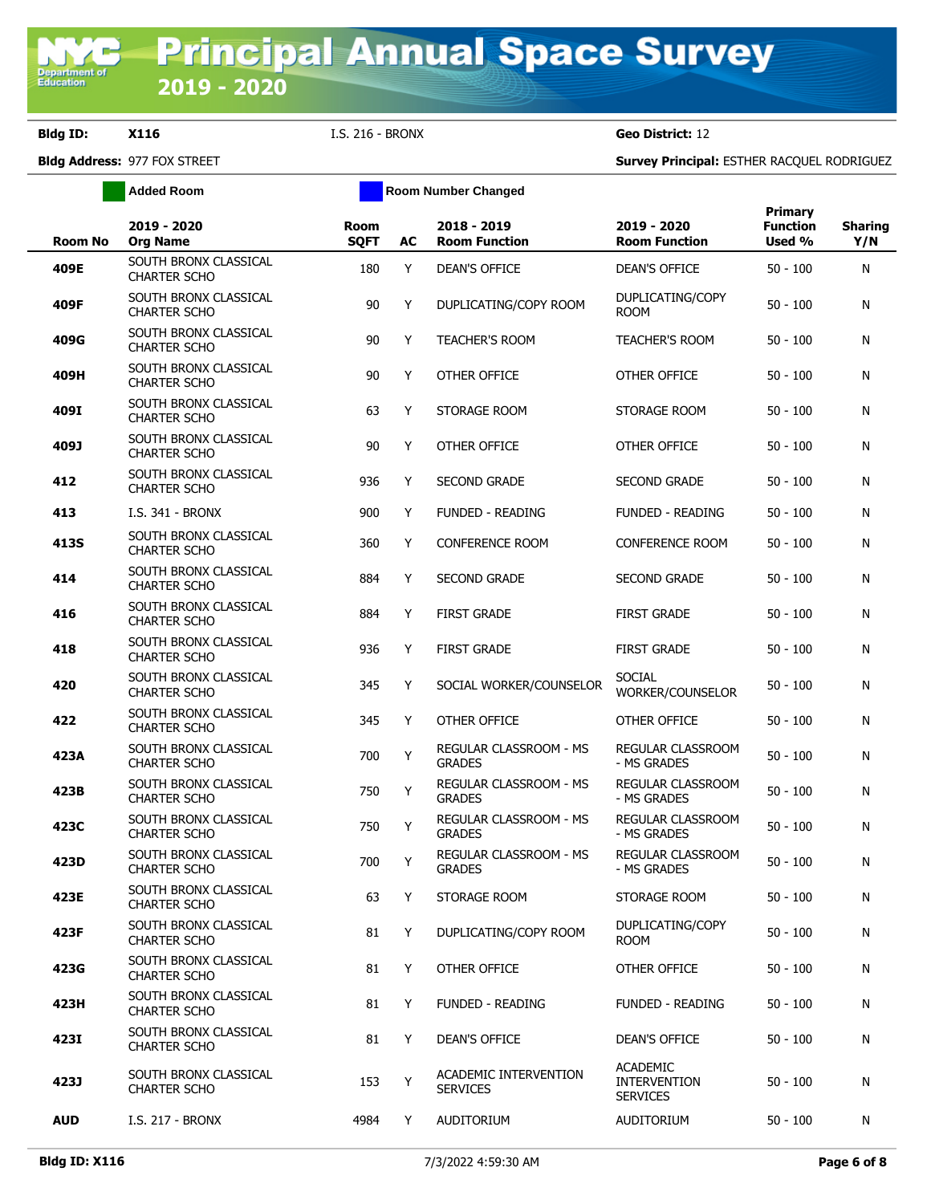# Principal Annual Space Survey 2019 - 2020

**Bldg ID:** X116 I.S. 216 - BRONX **Geo District:** 12

**Bldg Address:** 977 FOX STREET **Survey Principal:** ESTHER RACQUEL RODRIGUEZ

Added Room | Room Number Changed

| Room No | 2019 - 2020 Org Name | Room SQFT | AC | 2018 - 2019 Room Function | 2019 - 2020 Room Function | Primary Function Used % | Sharing Y/N |
|---|---|---|---|---|---|---|---|
| 409E | SOUTH BRONX CLASSICAL CHARTER SCHO | 180 | Y | DEAN'S OFFICE | DEAN'S OFFICE | 50 - 100 | N |
| 409F | SOUTH BRONX CLASSICAL CHARTER SCHO | 90 | Y | DUPLICATING/COPY ROOM | DUPLICATING/COPY ROOM | 50 - 100 | N |
| 409G | SOUTH BRONX CLASSICAL CHARTER SCHO | 90 | Y | TEACHER'S ROOM | TEACHER'S ROOM | 50 - 100 | N |
| 409H | SOUTH BRONX CLASSICAL CHARTER SCHO | 90 | Y | OTHER OFFICE | OTHER OFFICE | 50 - 100 | N |
| 409I | SOUTH BRONX CLASSICAL CHARTER SCHO | 63 | Y | STORAGE ROOM | STORAGE ROOM | 50 - 100 | N |
| 409J | SOUTH BRONX CLASSICAL CHARTER SCHO | 90 | Y | OTHER OFFICE | OTHER OFFICE | 50 - 100 | N |
| 412 | SOUTH BRONX CLASSICAL CHARTER SCHO | 936 | Y | SECOND GRADE | SECOND GRADE | 50 - 100 | N |
| 413 | I.S. 341 - BRONX | 900 | Y | FUNDED - READING | FUNDED - READING | 50 - 100 | N |
| 413S | SOUTH BRONX CLASSICAL CHARTER SCHO | 360 | Y | CONFERENCE ROOM | CONFERENCE ROOM | 50 - 100 | N |
| 414 | SOUTH BRONX CLASSICAL CHARTER SCHO | 884 | Y | SECOND GRADE | SECOND GRADE | 50 - 100 | N |
| 416 | SOUTH BRONX CLASSICAL CHARTER SCHO | 884 | Y | FIRST GRADE | FIRST GRADE | 50 - 100 | N |
| 418 | SOUTH BRONX CLASSICAL CHARTER SCHO | 936 | Y | FIRST GRADE | FIRST GRADE | 50 - 100 | N |
| 420 | SOUTH BRONX CLASSICAL CHARTER SCHO | 345 | Y | SOCIAL WORKER/COUNSELOR | SOCIAL WORKER/COUNSELOR | 50 - 100 | N |
| 422 | SOUTH BRONX CLASSICAL CHARTER SCHO | 345 | Y | OTHER OFFICE | OTHER OFFICE | 50 - 100 | N |
| 423A | SOUTH BRONX CLASSICAL CHARTER SCHO | 700 | Y | REGULAR CLASSROOM - MS GRADES | REGULAR CLASSROOM - MS GRADES | 50 - 100 | N |
| 423B | SOUTH BRONX CLASSICAL CHARTER SCHO | 750 | Y | REGULAR CLASSROOM - MS GRADES | REGULAR CLASSROOM - MS GRADES | 50 - 100 | N |
| 423C | SOUTH BRONX CLASSICAL CHARTER SCHO | 750 | Y | REGULAR CLASSROOM - MS GRADES | REGULAR CLASSROOM - MS GRADES | 50 - 100 | N |
| 423D | SOUTH BRONX CLASSICAL CHARTER SCHO | 700 | Y | REGULAR CLASSROOM - MS GRADES | REGULAR CLASSROOM - MS GRADES | 50 - 100 | N |
| 423E | SOUTH BRONX CLASSICAL CHARTER SCHO | 63 | Y | STORAGE ROOM | STORAGE ROOM | 50 - 100 | N |
| 423F | SOUTH BRONX CLASSICAL CHARTER SCHO | 81 | Y | DUPLICATING/COPY ROOM | DUPLICATING/COPY ROOM | 50 - 100 | N |
| 423G | SOUTH BRONX CLASSICAL CHARTER SCHO | 81 | Y | OTHER OFFICE | OTHER OFFICE | 50 - 100 | N |
| 423H | SOUTH BRONX CLASSICAL CHARTER SCHO | 81 | Y | FUNDED - READING | FUNDED - READING | 50 - 100 | N |
| 423I | SOUTH BRONX CLASSICAL CHARTER SCHO | 81 | Y | DEAN'S OFFICE | DEAN'S OFFICE | 50 - 100 | N |
| 423J | SOUTH BRONX CLASSICAL CHARTER SCHO | 153 | Y | ACADEMIC INTERVENTION SERVICES | ACADEMIC INTERVENTION SERVICES | 50 - 100 | N |
| AUD | I.S. 217 - BRONX | 4984 | Y | AUDITORIUM | AUDITORIUM | 50 - 100 | N |

Bldg ID: X116 7/3/2022 4:59:30 AM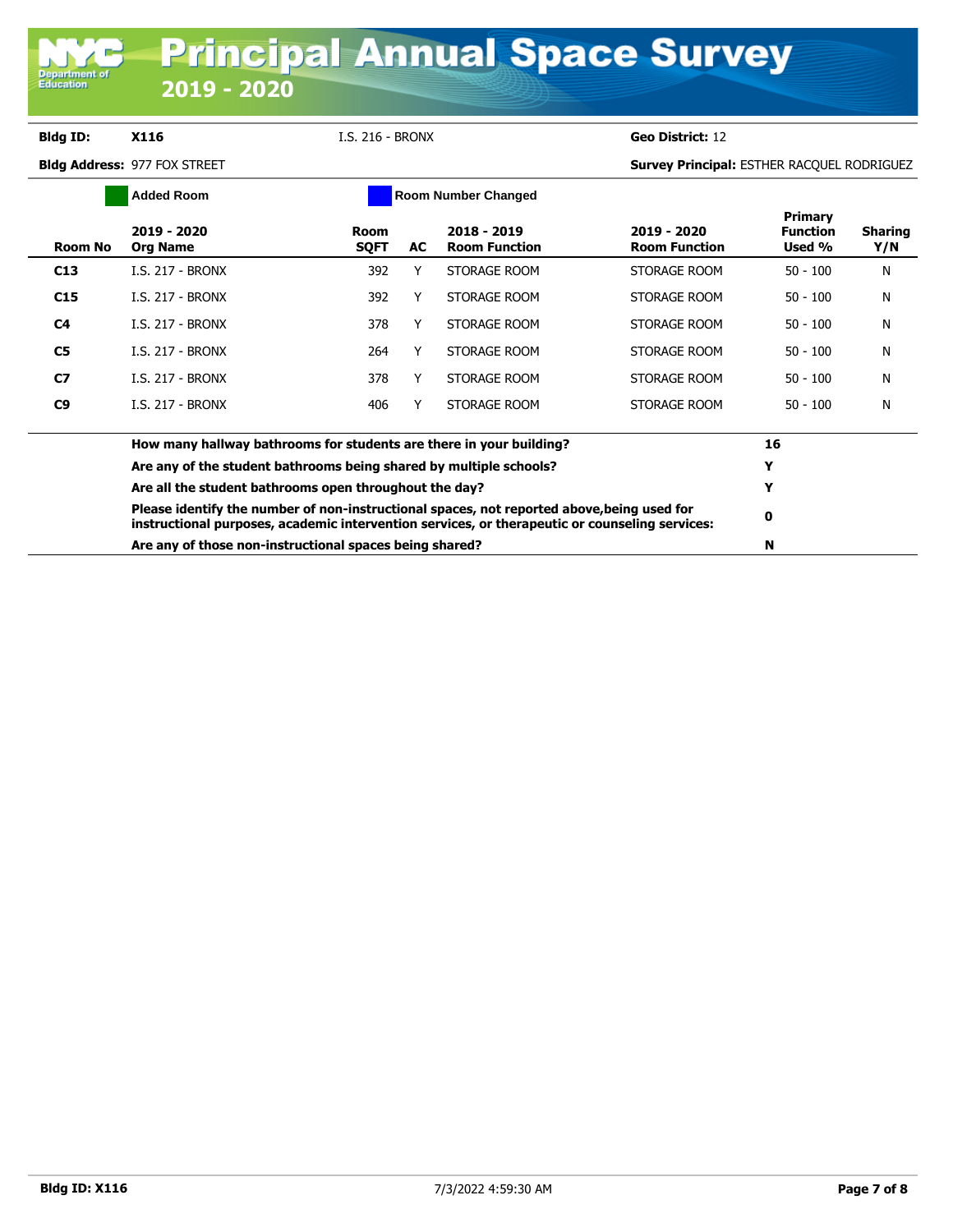# Principal Annual Space Survey

## 2019 - 2020

**Bldg ID:** **X116** I.S. 216 - BRONX **Geo District:** 12

**Bldg Address:** 977 FOX STREET **Survey Principal:** ESTHER RACQUEL RODRIGUEZ

Added Room | Room Number Changed

| Room No | 2019 - 2020 Org Name | Room SQFT | AC | 2018 - 2019 Room Function | 2019 - 2020 Room Function | Primary Function Used % | Sharing Y/N |
|---|---|---|---|---|---|---|---|
| C13 | I.S. 217 - BRONX | 392 | Y | STORAGE ROOM | STORAGE ROOM | 50 - 100 | N |
| C15 | I.S. 217 - BRONX | 392 | Y | STORAGE ROOM | STORAGE ROOM | 50 - 100 | N |
| C4 | I.S. 217 - BRONX | 378 | Y | STORAGE ROOM | STORAGE ROOM | 50 - 100 | N |
| C5 | I.S. 217 - BRONX | 264 | Y | STORAGE ROOM | STORAGE ROOM | 50 - 100 | N |
| C7 | I.S. 217 - BRONX | 378 | Y | STORAGE ROOM | STORAGE ROOM | 50 - 100 | N |
| C9 | I.S. 217 - BRONX | 406 | Y | STORAGE ROOM | STORAGE ROOM | 50 - 100 | N |

| Question | Answer |
|---|---|
| **How many hallway bathrooms for students are there in your building?** | **16** |
| **Are any of the student bathrooms being shared by multiple schools?** | **Y** |
| **Are all the student bathrooms open throughout the day?** | **Y** |
| **Please identify the number of non-instructional spaces, not reported above,being used for instructional purposes, academic intervention services, or therapeutic or counseling services:** | **0** |
| **Are any of those non-instructional spaces being shared?** | **N** |

**Bldg ID: X116** 7/3/2022 4:59:30 AM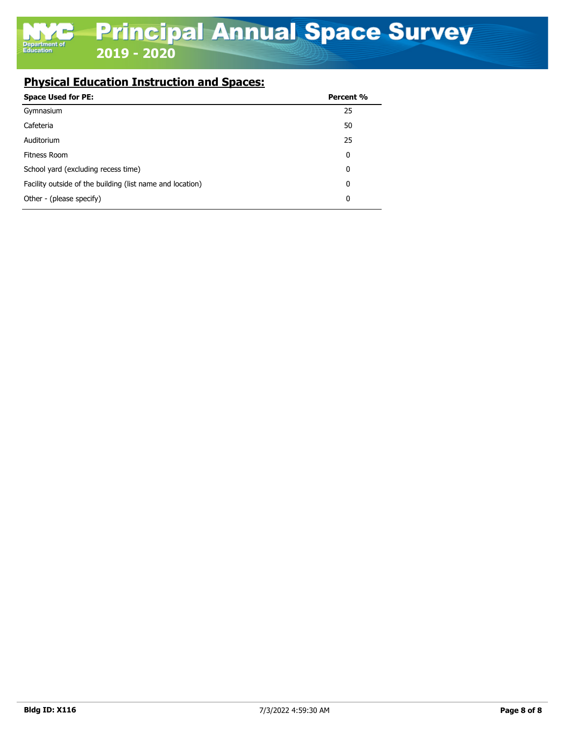## Physical Education Instruction and Spaces:

| Space Used for PE: | Percent % |
| --- | --- |
| Gymnasium | 25 |
| Cafeteria | 50 |
| Auditorium | 25 |
| Fitness Room | 0 |
| School yard (excluding recess time) | 0 |
| Facility outside of the building (list name and location) | 0 |
| Other - (please specify) | 0 |